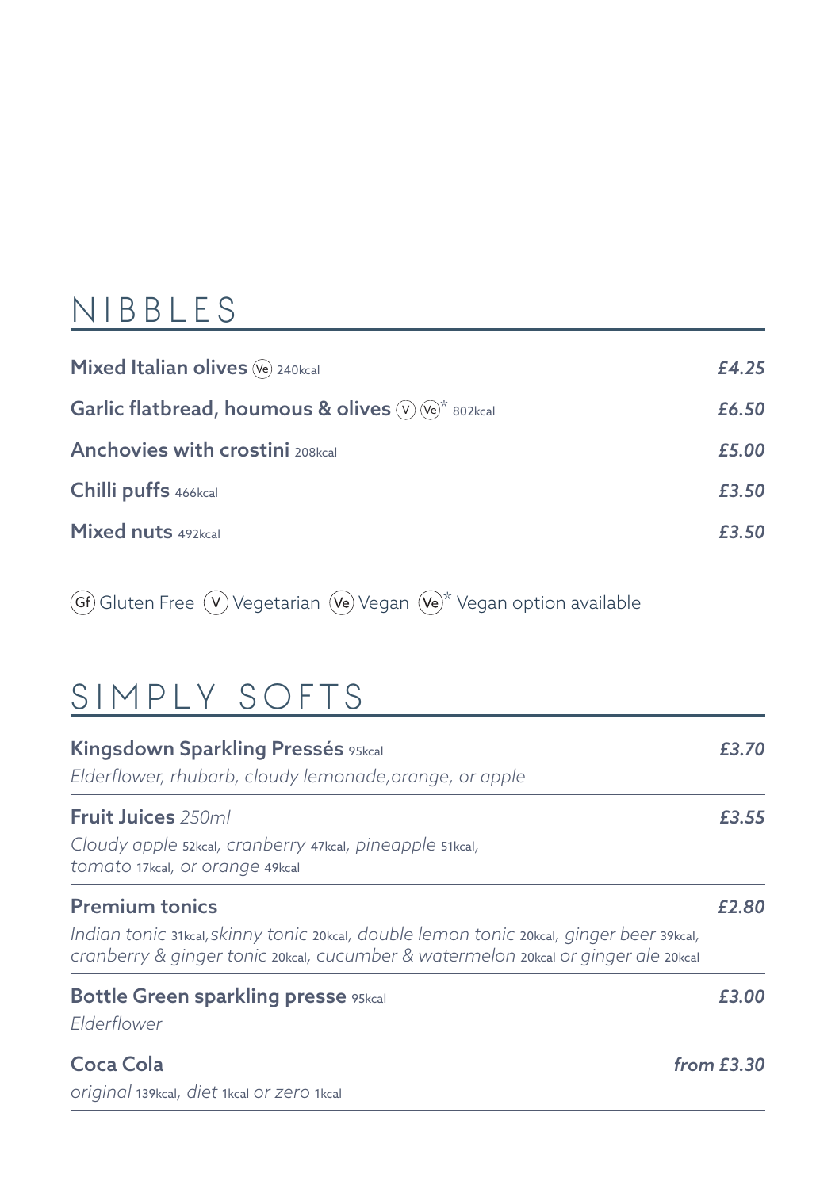# NIBBLES

| | |
|---|---|
| **Mixed Italian olives** (Ve) 240kcal | *£4.25* |
| **Garlic flatbread, houmous & olives** (V) (Ve)* 802kcal | *£6.50* |
| **Anchovies with crostini** 208kcal | *£5.00* |
| **Chilli puffs** 466kcal | *£3.50* |
| **Mixed nuts** 492kcal | *£3.50* |

(Gf) Gluten Free (V) Vegetarian (Ve) Vegan (Ve)* Vegan option available

# SIMPLY SOFTS

**Kingsdown Sparkling Pressés** 95kcal — *£3.70*
*Elderflower, rhubarb, cloudy lemonade,orange, or apple*

**Fruit Juices** *250ml* — *£3.55*
*Cloudy apple* 52kcal, *cranberry* 47kcal, *pineapple* 51kcal, *tomato* 17kcal, *or orange* 49kcal

**Premium tonics** — *£2.80*
*Indian tonic* 31kcal, *skinny tonic* 20kcal, *double lemon tonic* 20kcal, *ginger beer* 39kcal, *cranberry & ginger tonic* 20kcal, *cucumber & watermelon* 20kcal *or ginger ale* 20kcal

**Bottle Green sparkling presse** 95kcal — *£3.00*
*Elderflower*

**Coca Cola** — *from £3.30*
*original* 139kcal, *diet* 1kcal *or zero* 1kcal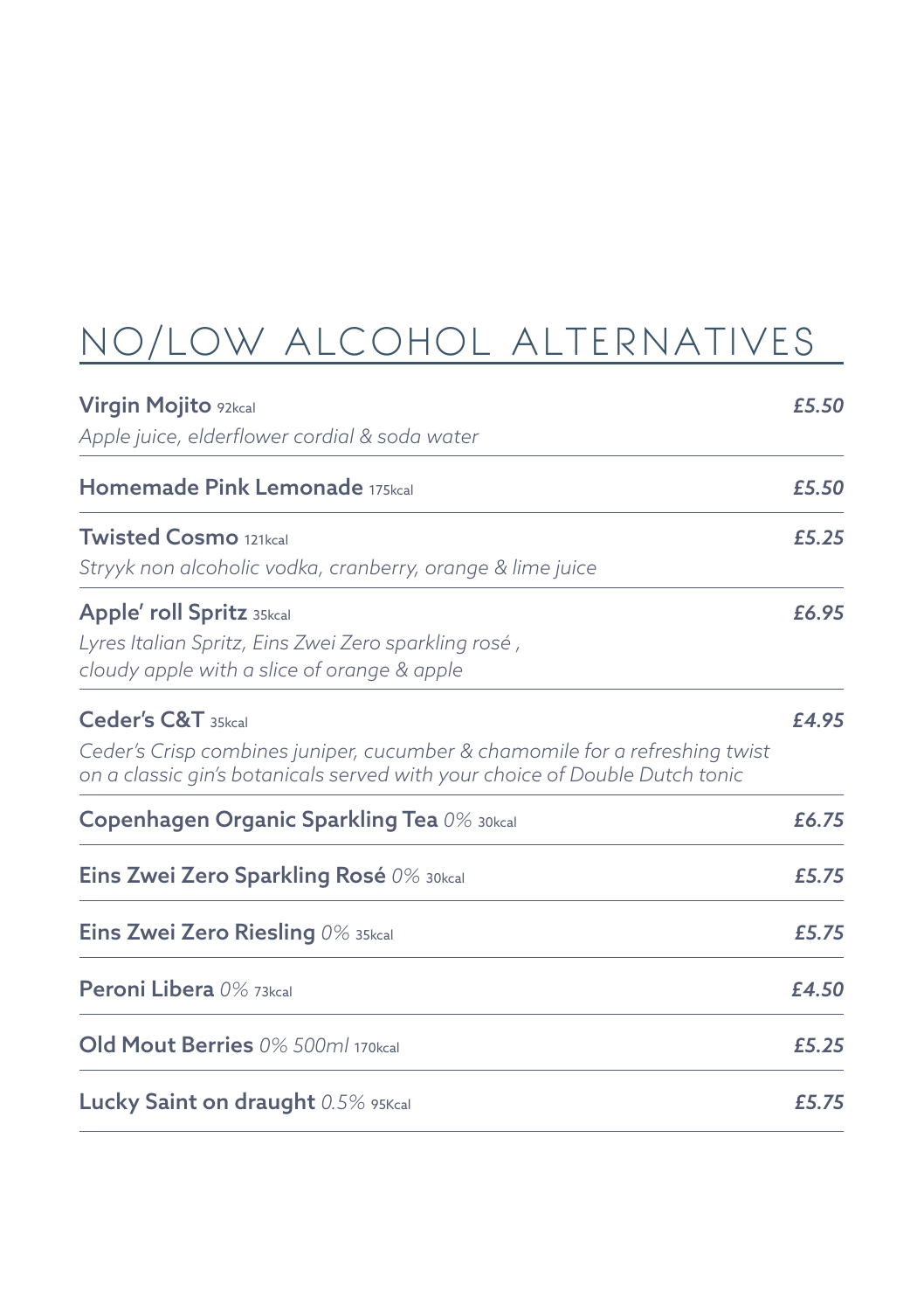# NO/LOW ALCOHOL ALTERNATIVES

**Virgin Mojito** 92kcal — *£5.50*
*Apple juice, elderflower cordial & soda water*

---

**Homemade Pink Lemonade** 175kcal — *£5.50*

---

**Twisted Cosmo** 121kcal — *£5.25*
*Stryyk non alcoholic vodka, cranberry, orange & lime juice*

---

**Apple' roll Spritz** 35kcal — *£6.95*
*Lyres Italian Spritz, Eins Zwei Zero sparkling rosé ,*
*cloudy apple with a slice of orange & apple*

---

**Ceder's C&T** 35kcal — *£4.95*
*Ceder's Crisp combines juniper, cucumber & chamomile for a refreshing twist on a classic gin's botanicals served with your choice of Double Dutch tonic*

---

**Copenhagen Organic Sparkling Tea** *0%* 30kcal — *£6.75*

---

**Eins Zwei Zero Sparkling Rosé** *0%* 30kcal — *£5.75*

---

**Eins Zwei Zero Riesling** *0%* 35kcal — *£5.75*

---

**Peroni Libera** *0%* 73kcal — *£4.50*

---

**Old Mout Berries** *0% 500ml* 170kcal — *£5.25*

---

**Lucky Saint on draught** *0.5%* 95Kcal — *£5.75*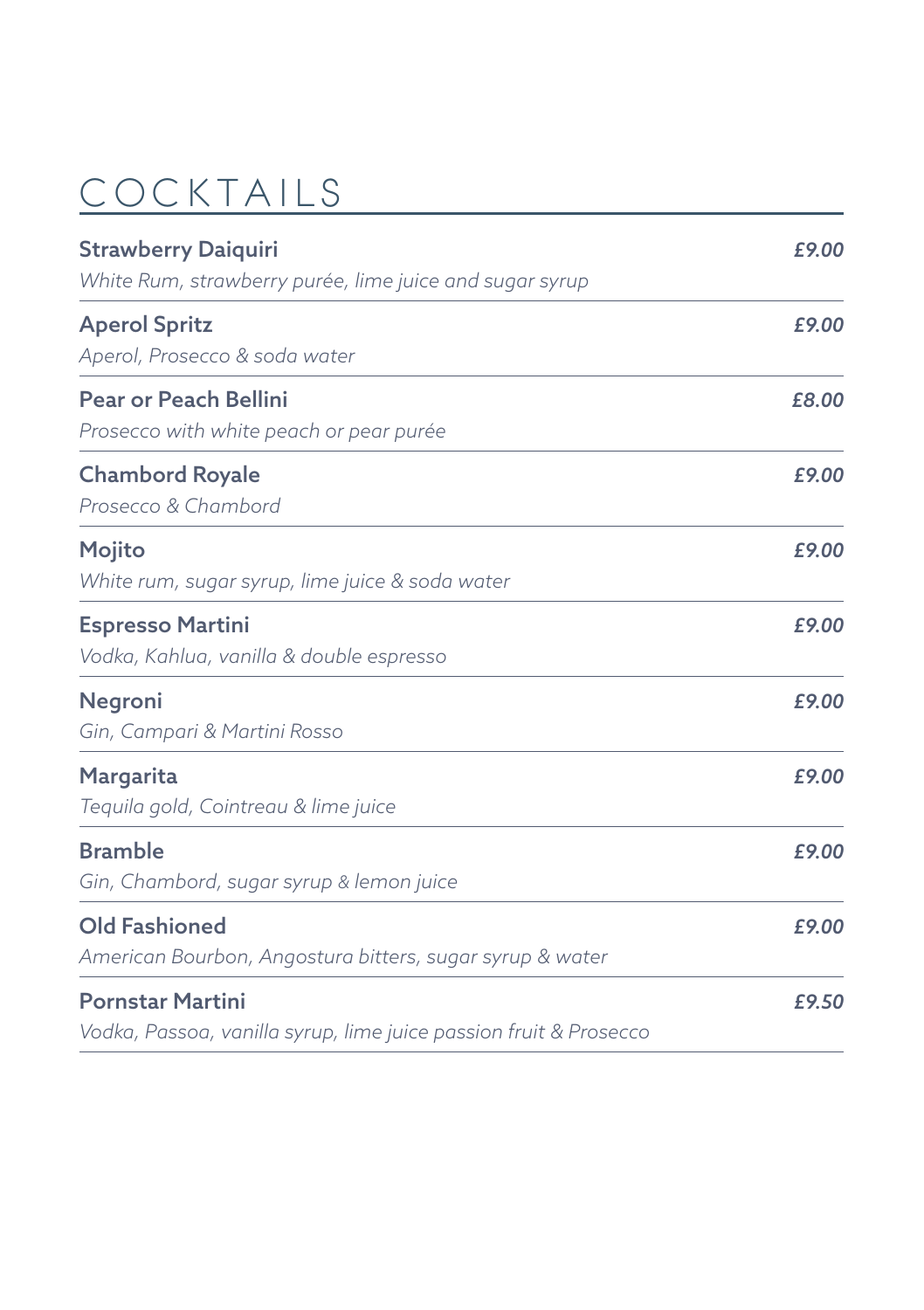# COCKTAILS

**Strawberry Daiquiri** — ***£9.00***
*White Rum, strawberry purée, lime juice and sugar syrup*

---

**Aperol Spritz** — ***£9.00***
*Aperol, Prosecco & soda water*

---

**Pear or Peach Bellini** — ***£8.00***
*Prosecco with white peach or pear purée*

---

**Chambord Royale** — ***£9.00***
*Prosecco & Chambord*

---

**Mojito** — ***£9.00***
*White rum, sugar syrup, lime juice & soda water*

---

**Espresso Martini** — ***£9.00***
*Vodka, Kahlua, vanilla & double espresso*

---

**Negroni** — ***£9.00***
*Gin, Campari & Martini Rosso*

---

**Margarita** — ***£9.00***
*Tequila gold, Cointreau & lime juice*

---

**Bramble** — ***£9.00***
*Gin, Chambord, sugar syrup & lemon juice*

---

**Old Fashioned** — ***£9.00***
*American Bourbon, Angostura bitters, sugar syrup & water*

---

**Pornstar Martini** — ***£9.50***
*Vodka, Passoa, vanilla syrup, lime juice passion fruit & Prosecco*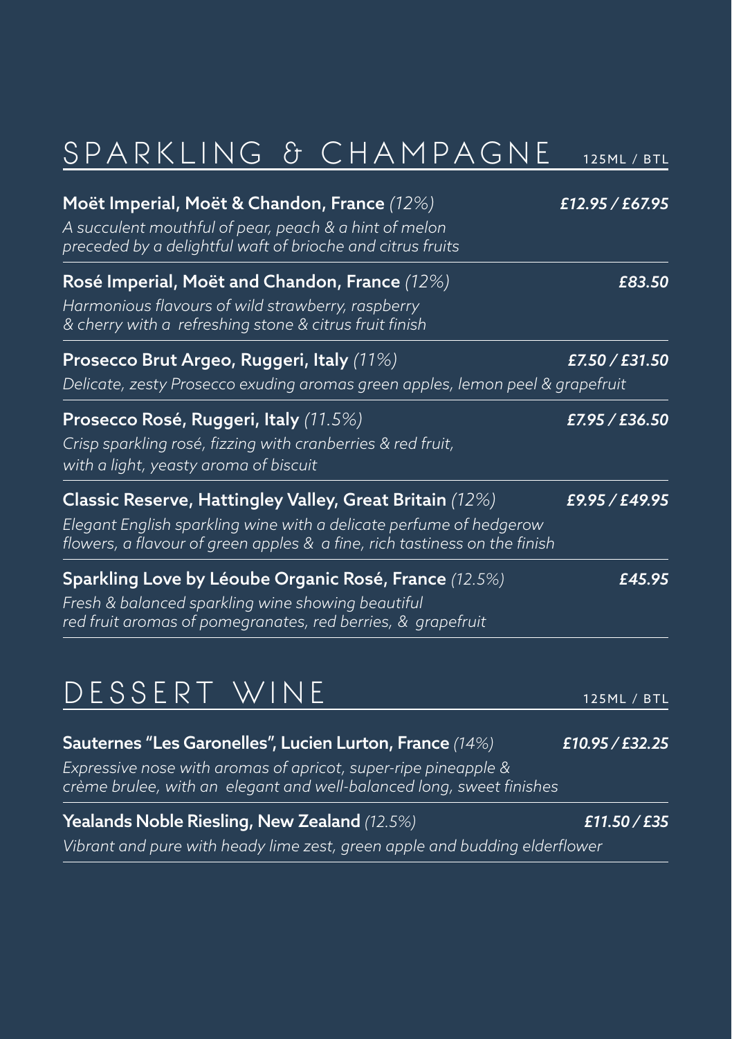## SPARKLING & CHAMPAGNE

125ML / BTL

**Moët Imperial, Moët & Chandon, France** *(12%)* — ***£12.95 / £67.95***

*A succulent mouthful of pear, peach & a hint of melon preceded by a delightful waft of brioche and citrus fruits*

**Rosé Imperial, Moët and Chandon, France** *(12%)* — ***£83.50***

*Harmonious flavours of wild strawberry, raspberry & cherry with a refreshing stone & citrus fruit finish*

**Prosecco Brut Argeo, Ruggeri, Italy** *(11%)* — ***£7.50 / £31.50***

*Delicate, zesty Prosecco exuding aromas green apples, lemon peel & grapefruit*

**Prosecco Rosé, Ruggeri, Italy** *(11.5%)* — ***£7.95 / £36.50***

*Crisp sparkling rosé, fizzing with cranberries & red fruit, with a light, yeasty aroma of biscuit*

**Classic Reserve, Hattingley Valley, Great Britain** *(12%)* — ***£9.95 / £49.95***

*Elegant English sparkling wine with a delicate perfume of hedgerow flowers, a flavour of green apples & a fine, rich tastiness on the finish*

**Sparkling Love by Léoube Organic Rosé, France** *(12.5%)* — ***£45.95***

*Fresh & balanced sparkling wine showing beautiful red fruit aromas of pomegranates, red berries, & grapefruit*

## DESSERT WINE

125ML / BTL

**Sauternes "Les Garonelles", Lucien Lurton, France** *(14%)* — ***£10.95 / £32.25***

*Expressive nose with aromas of apricot, super-ripe pineapple & crème brulee, with an elegant and well-balanced long, sweet finishes*

**Yealands Noble Riesling, New Zealand** *(12.5%)* — ***£11.50 / £35***

*Vibrant and pure with heady lime zest, green apple and budding elderflower*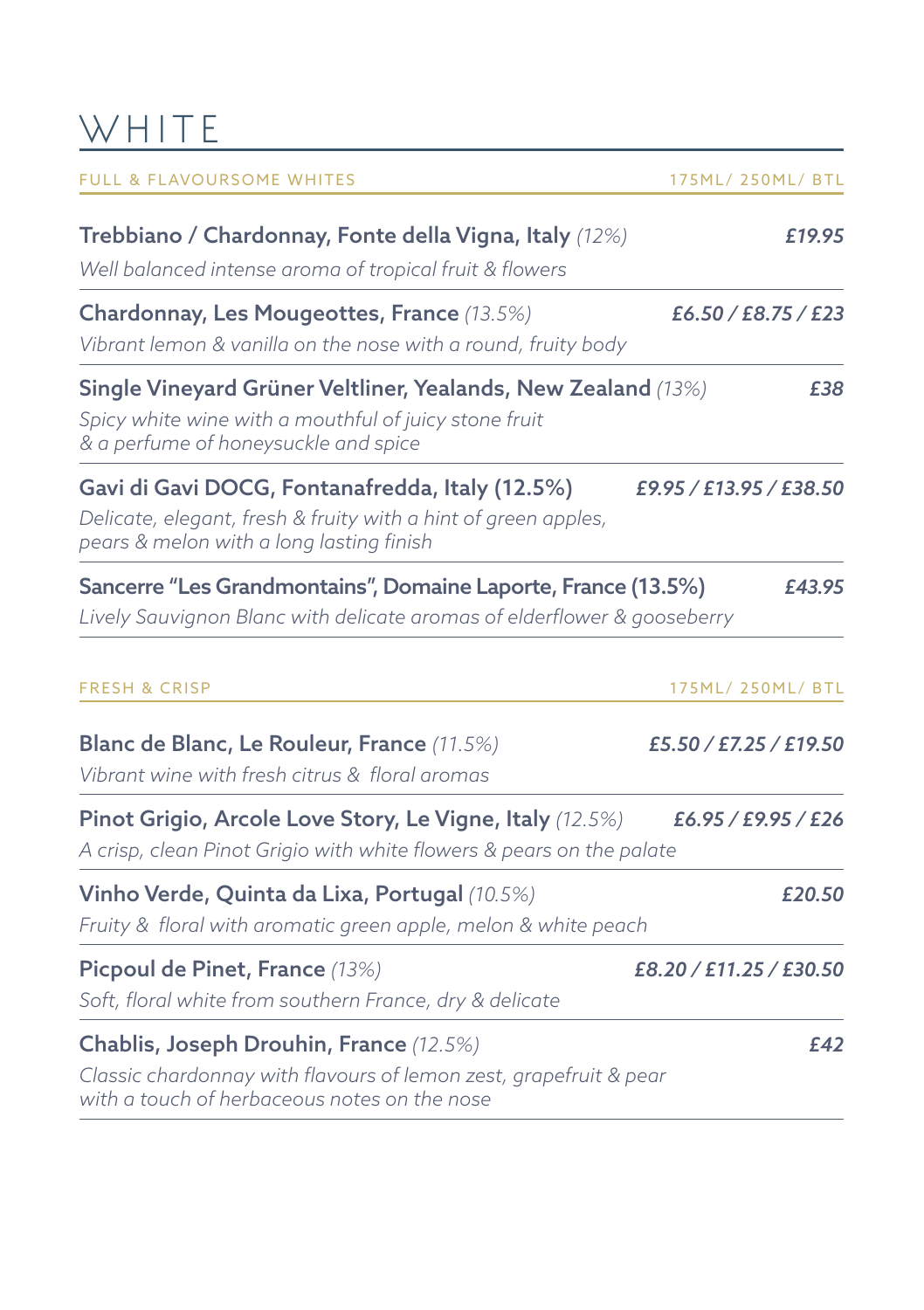# WHITE

## FULL & FLAVOURSOME WHITES

175ML/ 250ML/ BTL

**Trebbiano / Chardonnay, Fonte della Vigna, Italy** *(12%)* — ***£19.95***
*Well balanced intense aroma of tropical fruit & flowers*

**Chardonnay, Les Mougeottes, France** *(13.5%)* — ***£6.50 / £8.75 / £23***
*Vibrant lemon & vanilla on the nose with a round, fruity body*

**Single Vineyard Grüner Veltliner, Yealands, New Zealand** *(13%)* — ***£38***
*Spicy white wine with a mouthful of juicy stone fruit & a perfume of honeysuckle and spice*

**Gavi di Gavi DOCG, Fontanafredda, Italy (12.5%)** — ***£9.95 / £13.95 / £38.50***
*Delicate, elegant, fresh & fruity with a hint of green apples, pears & melon with a long lasting finish*

**Sancerre "Les Grandmontains", Domaine Laporte, France (13.5%)** — ***£43.95***
*Lively Sauvignon Blanc with delicate aromas of elderflower & gooseberry*

## FRESH & CRISP

175ML/ 250ML/ BTL

**Blanc de Blanc, Le Rouleur, France** *(11.5%)* — ***£5.50 / £7.25 / £19.50***
*Vibrant wine with fresh citrus & floral aromas*

**Pinot Grigio, Arcole Love Story, Le Vigne, Italy** *(12.5%)* — ***£6.95 / £9.95 / £26***
*A crisp, clean Pinot Grigio with white flowers & pears on the palate*

**Vinho Verde, Quinta da Lixa, Portugal** *(10.5%)* — ***£20.50***
*Fruity & floral with aromatic green apple, melon & white peach*

**Picpoul de Pinet, France** *(13%)* — ***£8.20 / £11.25 / £30.50***
*Soft, floral white from southern France, dry & delicate*

**Chablis, Joseph Drouhin, France** *(12.5%)* — ***£42***
*Classic chardonnay with flavours of lemon zest, grapefruit & pear with a touch of herbaceous notes on the nose*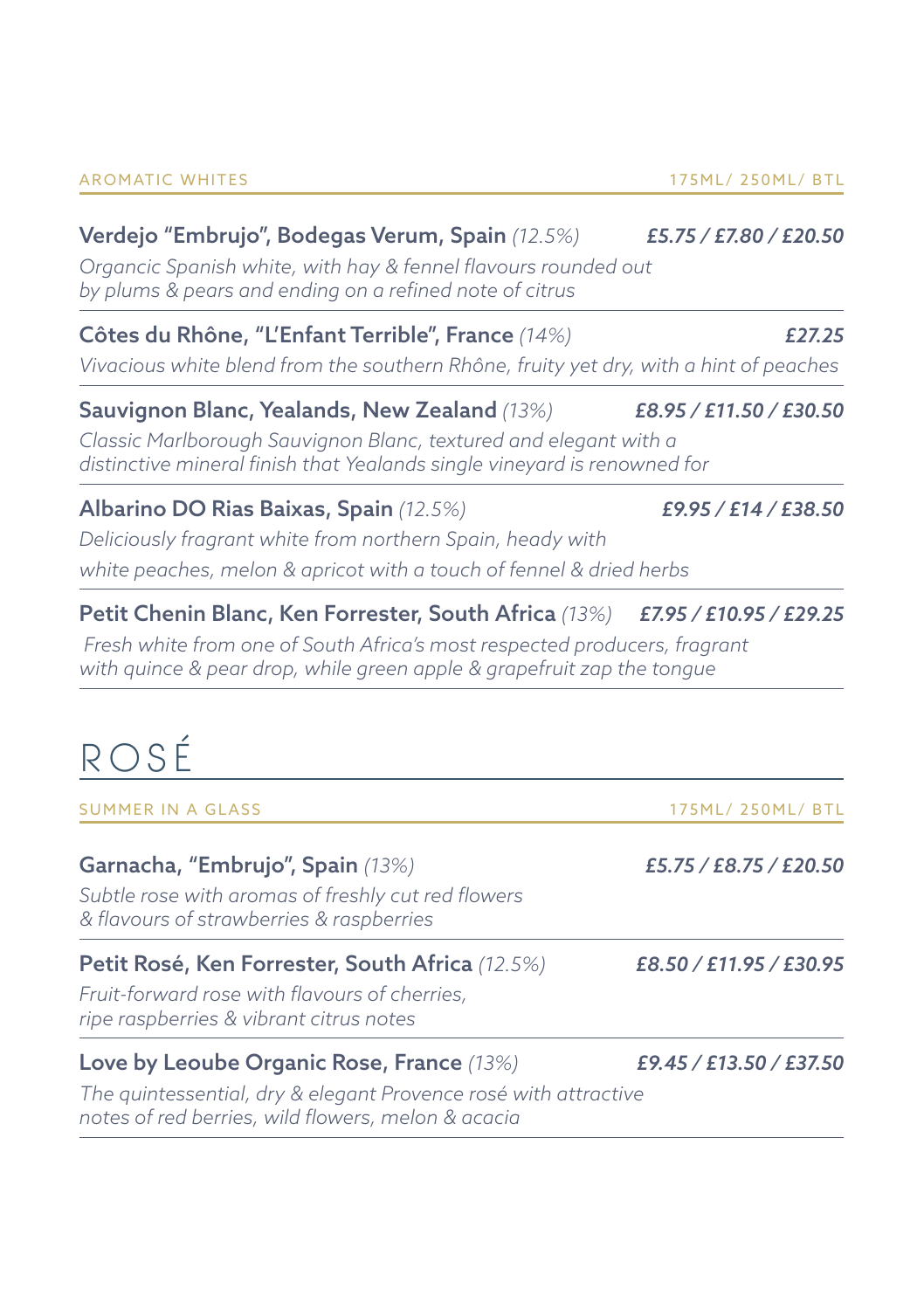AROMATIC WHITES — 175ML/ 250ML/ BTL

**Verdejo "Embrujo", Bodegas Verum, Spain** *(12.5%)* — ***£5.75 / £7.80 / £20.50***

*Organcic Spanish white, with hay & fennel flavours rounded out by plums & pears and ending on a refined note of citrus*

**Côtes du Rhône, "L'Enfant Terrible", France** *(14%)* — ***£27.25***

*Vivacious white blend from the southern Rhône, fruity yet dry, with a hint of peaches*

**Sauvignon Blanc, Yealands, New Zealand** *(13%)* — ***£8.95 / £11.50 / £30.50***

*Classic Marlborough Sauvignon Blanc, textured and elegant with a distinctive mineral finish that Yealands single vineyard is renowned for*

**Albarino DO Rias Baixas, Spain** *(12.5%)* — ***£9.95 / £14 / £38.50***

*Deliciously fragrant white from northern Spain, heady with white peaches, melon & apricot with a touch of fennel & dried herbs*

**Petit Chenin Blanc, Ken Forrester, South Africa** *(13%)* — ***£7.95 / £10.95 / £29.25***

*Fresh white from one of South Africa's most respected producers, fragrant with quince & pear drop, while green apple & grapefruit zap the tongue*

# ROSÉ

SUMMER IN A GLASS — 175ML/ 250ML/ BTL

**Garnacha, "Embrujo", Spain** *(13%)* — ***£5.75 / £8.75 / £20.50***

*Subtle rose with aromas of freshly cut red flowers & flavours of strawberries & raspberries*

**Petit Rosé, Ken Forrester, South Africa** *(12.5%)* — ***£8.50 / £11.95 / £30.95***

*Fruit-forward rose with flavours of cherries, ripe raspberries & vibrant citrus notes*

**Love by Leoube Organic Rose, France** *(13%)* — ***£9.45 / £13.50 / £37.50***

*The quintessential, dry & elegant Provence rosé with attractive notes of red berries, wild flowers, melon & acacia*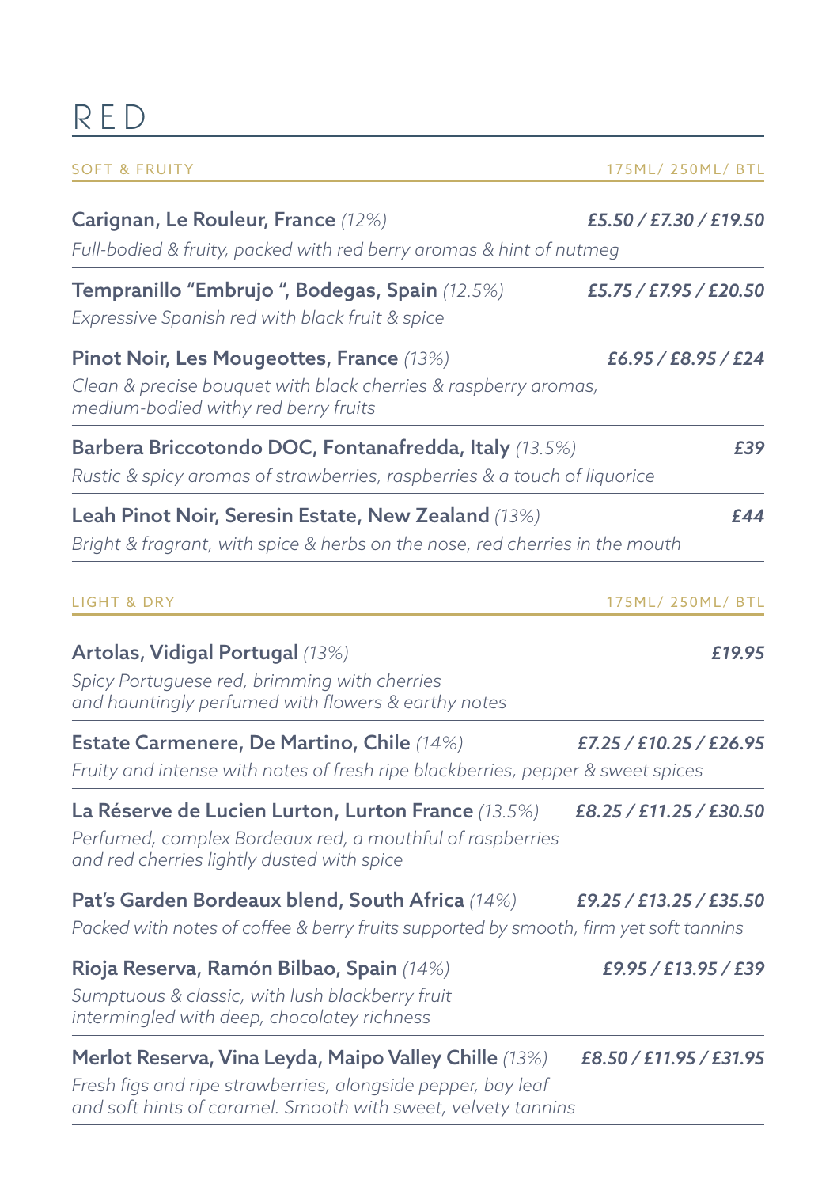# RED

## SOFT & FRUITY — 175ML/ 250ML/ BTL

**Carignan, Le Rouleur, France** *(12%)* — ***£5.50 / £7.30 / £19.50***
*Full-bodied & fruity, packed with red berry aromas & hint of nutmeg*

**Tempranillo "Embrujo ", Bodegas, Spain** *(12.5%)* — ***£5.75 / £7.95 / £20.50***
*Expressive Spanish red with black fruit & spice*

**Pinot Noir, Les Mougeottes, France** *(13%)* — ***£6.95 / £8.95 / £24***
*Clean & precise bouquet with black cherries & raspberry aromas, medium-bodied withy red berry fruits*

**Barbera Briccotondo DOC, Fontanafredda, Italy** *(13.5%)* — ***£39***
*Rustic & spicy aromas of strawberries, raspberries & a touch of liquorice*

**Leah Pinot Noir, Seresin Estate, New Zealand** *(13%)* — ***£44***
*Bright & fragrant, with spice & herbs on the nose, red cherries in the mouth*

## LIGHT & DRY — 175ML/ 250ML/ BTL

**Artolas, Vidigal Portugal** *(13%)* — ***£19.95***
*Spicy Portuguese red, brimming with cherries and hauntingly perfumed with flowers & earthy notes*

**Estate Carmenere, De Martino, Chile** *(14%)* — ***£7.25 / £10.25 / £26.95***
*Fruity and intense with notes of fresh ripe blackberries, pepper & sweet spices*

**La Réserve de Lucien Lurton, Lurton France** *(13.5%)* — ***£8.25 / £11.25 / £30.50***
*Perfumed, complex Bordeaux red, a mouthful of raspberries and red cherries lightly dusted with spice*

**Pat's Garden Bordeaux blend, South Africa** *(14%)* — ***£9.25 / £13.25 / £35.50***
*Packed with notes of coffee & berry fruits supported by smooth, firm yet soft tannins*

**Rioja Reserva, Ramón Bilbao, Spain** *(14%)* — ***£9.95 / £13.95 / £39***
*Sumptuous & classic, with lush blackberry fruit intermingled with deep, chocolatey richness*

**Merlot Reserva, Vina Leyda, Maipo Valley Chille** *(13%)* — ***£8.50 / £11.95 / £31.95***
*Fresh figs and ripe strawberries, alongside pepper, bay leaf and soft hints of caramel. Smooth with sweet, velvety tannins*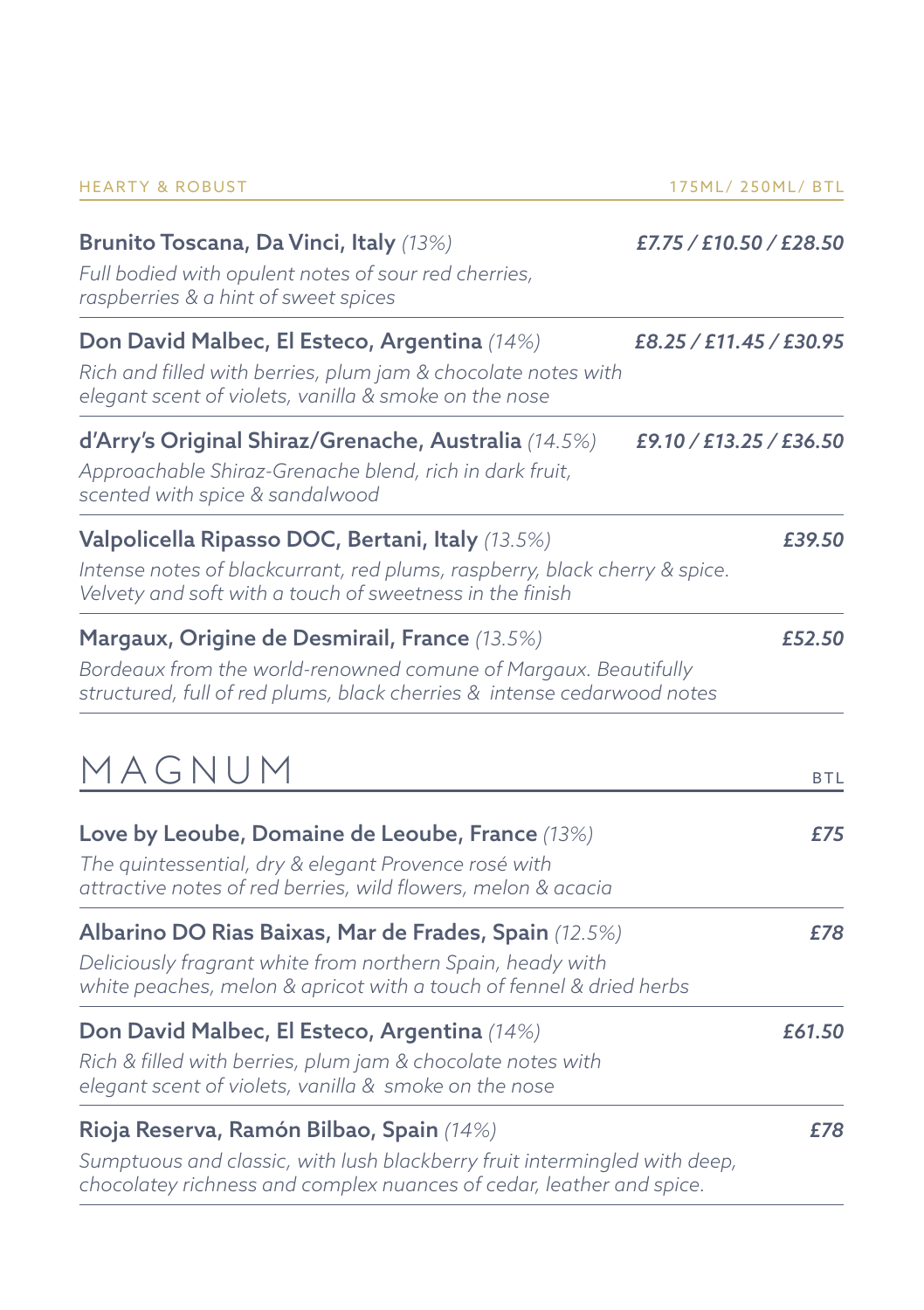## HEARTY & ROBUST

175ML / 250ML / BTL

**Brunito Toscana, Da Vinci, Italy** *(13%)* — ***£7.75 / £10.50 / £28.50***

*Full bodied with opulent notes of sour red cherries, raspberries & a hint of sweet spices*

**Don David Malbec, El Esteco, Argentina** *(14%)* — ***£8.25 / £11.45 / £30.95***

*Rich and filled with berries, plum jam & chocolate notes with elegant scent of violets, vanilla & smoke on the nose*

**d'Arry's Original Shiraz/Grenache, Australia** *(14.5%)* — ***£9.10 / £13.25 / £36.50***

*Approachable Shiraz-Grenache blend, rich in dark fruit, scented with spice & sandalwood*

**Valpolicella Ripasso DOC, Bertani, Italy** *(13.5%)* — ***£39.50***

*Intense notes of blackcurrant, red plums, raspberry, black cherry & spice. Velvety and soft with a touch of sweetness in the finish*

**Margaux, Origine de Desmirail, France** *(13.5%)* — ***£52.50***

*Bordeaux from the world-renowned comune of Margaux. Beautifully structured, full of red plums, black cherries & intense cedarwood notes*

# MAGNUM

BTL

**Love by Leoube, Domaine de Leoube, France** *(13%)* — ***£75***

*The quintessential, dry & elegant Provence rosé with attractive notes of red berries, wild flowers, melon & acacia*

**Albarino DO Rias Baixas, Mar de Frades, Spain** *(12.5%)* — ***£78***

*Deliciously fragrant white from northern Spain, heady with white peaches, melon & apricot with a touch of fennel & dried herbs*

**Don David Malbec, El Esteco, Argentina** *(14%)* — ***£61.50***

*Rich & filled with berries, plum jam & chocolate notes with elegant scent of violets, vanilla & smoke on the nose*

**Rioja Reserva, Ramón Bilbao, Spain** *(14%)* — ***£78***

*Sumptuous and classic, with lush blackberry fruit intermingled with deep, chocolatey richness and complex nuances of cedar, leather and spice.*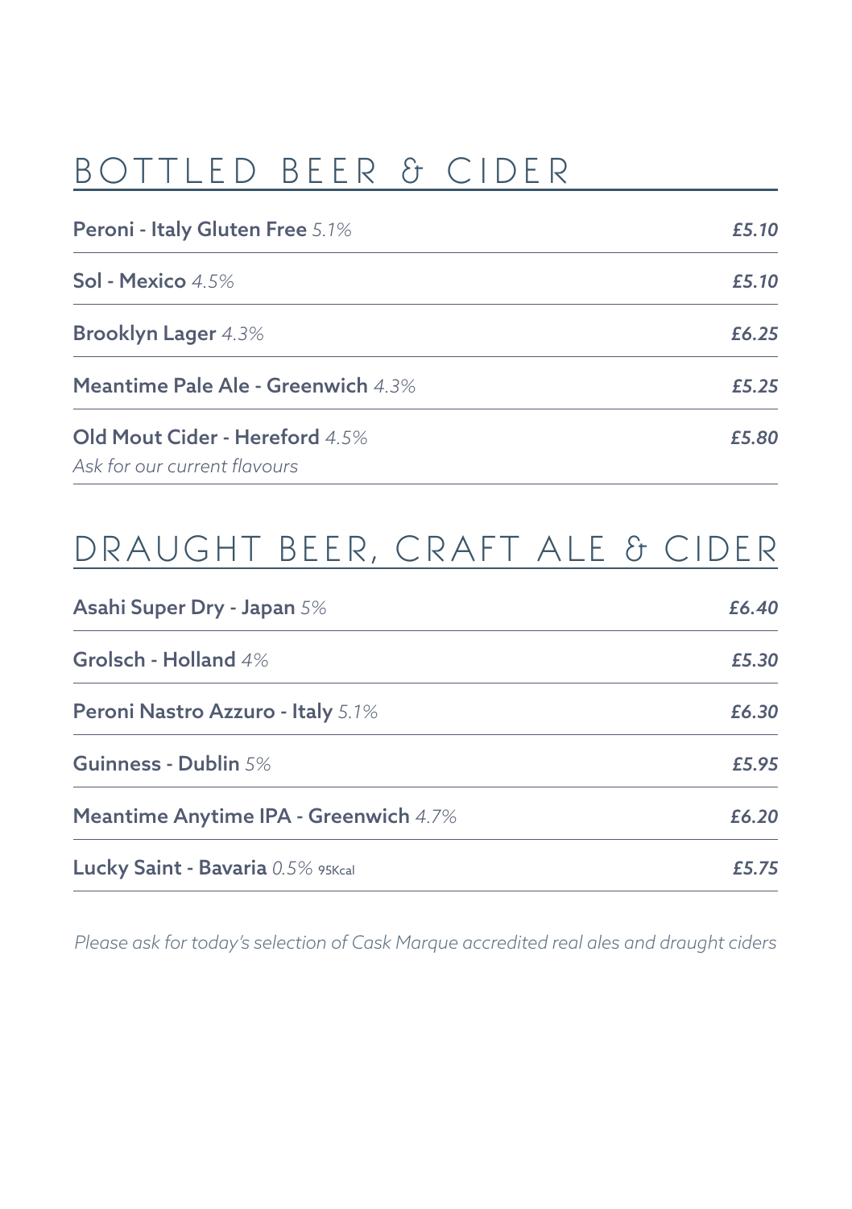# BOTTLED BEER & CIDER

**Peroni - Italy Gluten Free** *5.1%* — ***£5.10***

**Sol - Mexico** *4.5%* — ***£5.10***

**Brooklyn Lager** *4.3%* — ***£6.25***

**Meantime Pale Ale - Greenwich** *4.3%* — ***£5.25***

**Old Mout Cider - Hereford** *4.5%* — ***£5.80***
*Ask for our current flavours*

# DRAUGHT BEER, CRAFT ALE & CIDER

**Asahi Super Dry - Japan** *5%* — ***£6.40***

**Grolsch - Holland** *4%* — ***£5.30***

**Peroni Nastro Azzuro - Italy** *5.1%* — ***£6.30***

**Guinness - Dublin** *5%* — ***£5.95***

**Meantime Anytime IPA - Greenwich** *4.7%* — ***£6.20***

**Lucky Saint - Bavaria** *0.5%* 95Kcal — ***£5.75***

*Please ask for today's selection of Cask Marque accredited real ales and draught ciders*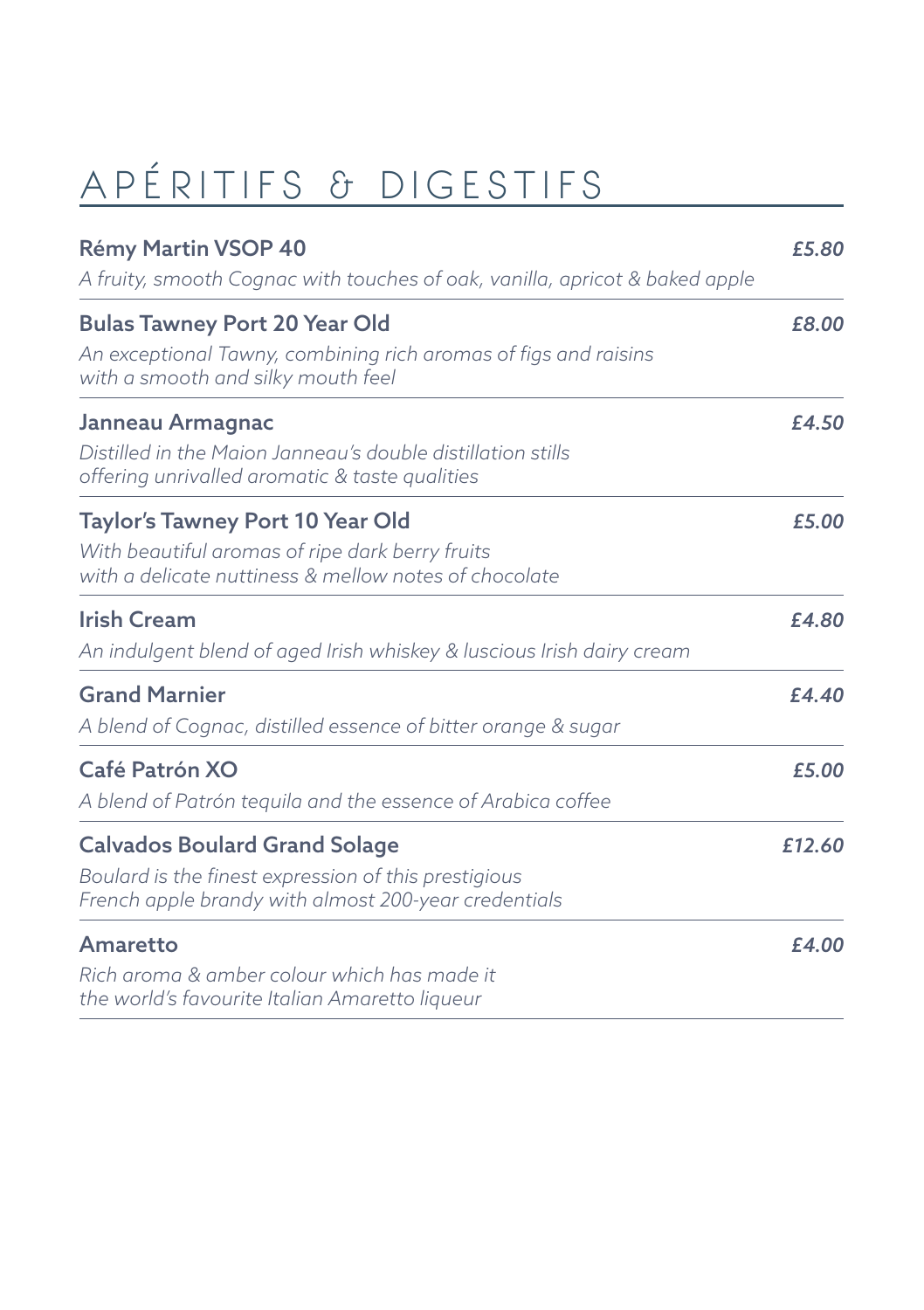# APÉRITIFS & DIGESTIFS

**Rémy Martin VSOP 40** — *£5.80*

*A fruity, smooth Cognac with touches of oak, vanilla, apricot & baked apple*

**Bulas Tawney Port 20 Year Old** — *£8.00*

*An exceptional Tawny, combining rich aromas of figs and raisins with a smooth and silky mouth feel*

**Janneau Armagnac** — *£4.50*

*Distilled in the Maion Janneau's double distillation stills offering unrivalled aromatic & taste qualities*

**Taylor's Tawney Port 10 Year Old** — *£5.00*

*With beautiful aromas of ripe dark berry fruits with a delicate nuttiness & mellow notes of chocolate*

**Irish Cream** — *£4.80*

*An indulgent blend of aged Irish whiskey & luscious Irish dairy cream*

**Grand Marnier** — *£4.40*

*A blend of Cognac, distilled essence of bitter orange & sugar*

**Café Patrón XO** — *£5.00*

*A blend of Patrón tequila and the essence of Arabica coffee*

**Calvados Boulard Grand Solage** — *£12.60*

*Boulard is the finest expression of this prestigious French apple brandy with almost 200-year credentials*

**Amaretto** — *£4.00*

*Rich aroma & amber colour which has made it the world's favourite Italian Amaretto liqueur*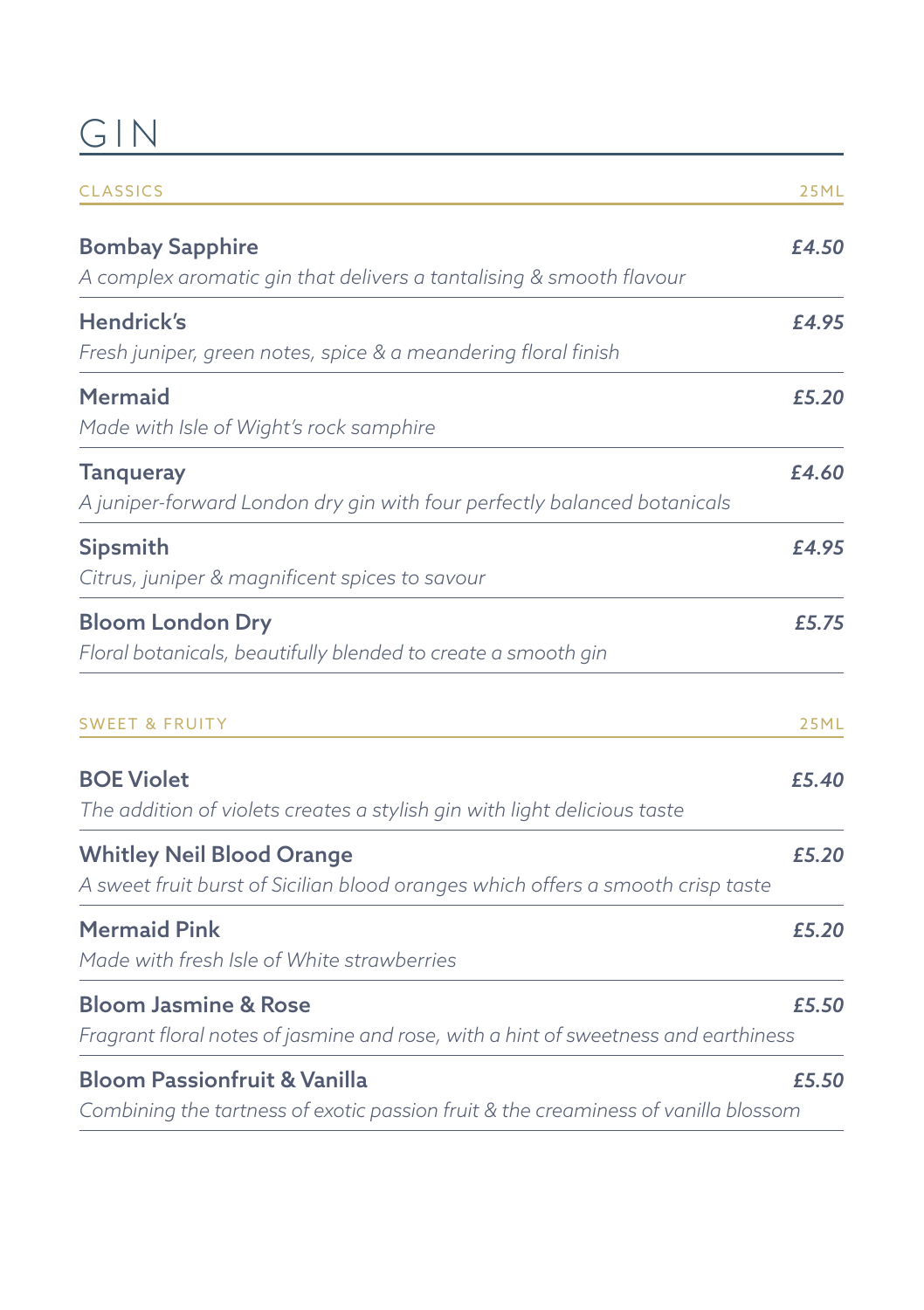# GIN

## CLASSICS — 25ML

**Bombay Sapphire** — ***£4.50***
*A complex aromatic gin that delivers a tantalising & smooth flavour*

**Hendrick's** — ***£4.95***
*Fresh juniper, green notes, spice & a meandering floral finish*

**Mermaid** — ***£5.20***
*Made with Isle of Wight's rock samphire*

**Tanqueray** — ***£4.60***
*A juniper-forward London dry gin with four perfectly balanced botanicals*

**Sipsmith** — ***£4.95***
*Citrus, juniper & magnificent spices to savour*

**Bloom London Dry** — ***£5.75***
*Floral botanicals, beautifully blended to create a smooth gin*

## SWEET & FRUITY — 25ML

**BOE Violet** — ***£5.40***
*The addition of violets creates a stylish gin with light delicious taste*

**Whitley Neil Blood Orange** — ***£5.20***
*A sweet fruit burst of Sicilian blood oranges which offers a smooth crisp taste*

**Mermaid Pink** — ***£5.20***
*Made with fresh Isle of White strawberries*

**Bloom Jasmine & Rose** — ***£5.50***
*Fragrant floral notes of jasmine and rose, with a hint of sweetness and earthiness*

**Bloom Passionfruit & Vanilla** — ***£5.50***
*Combining the tartness of exotic passion fruit & the creaminess of vanilla blossom*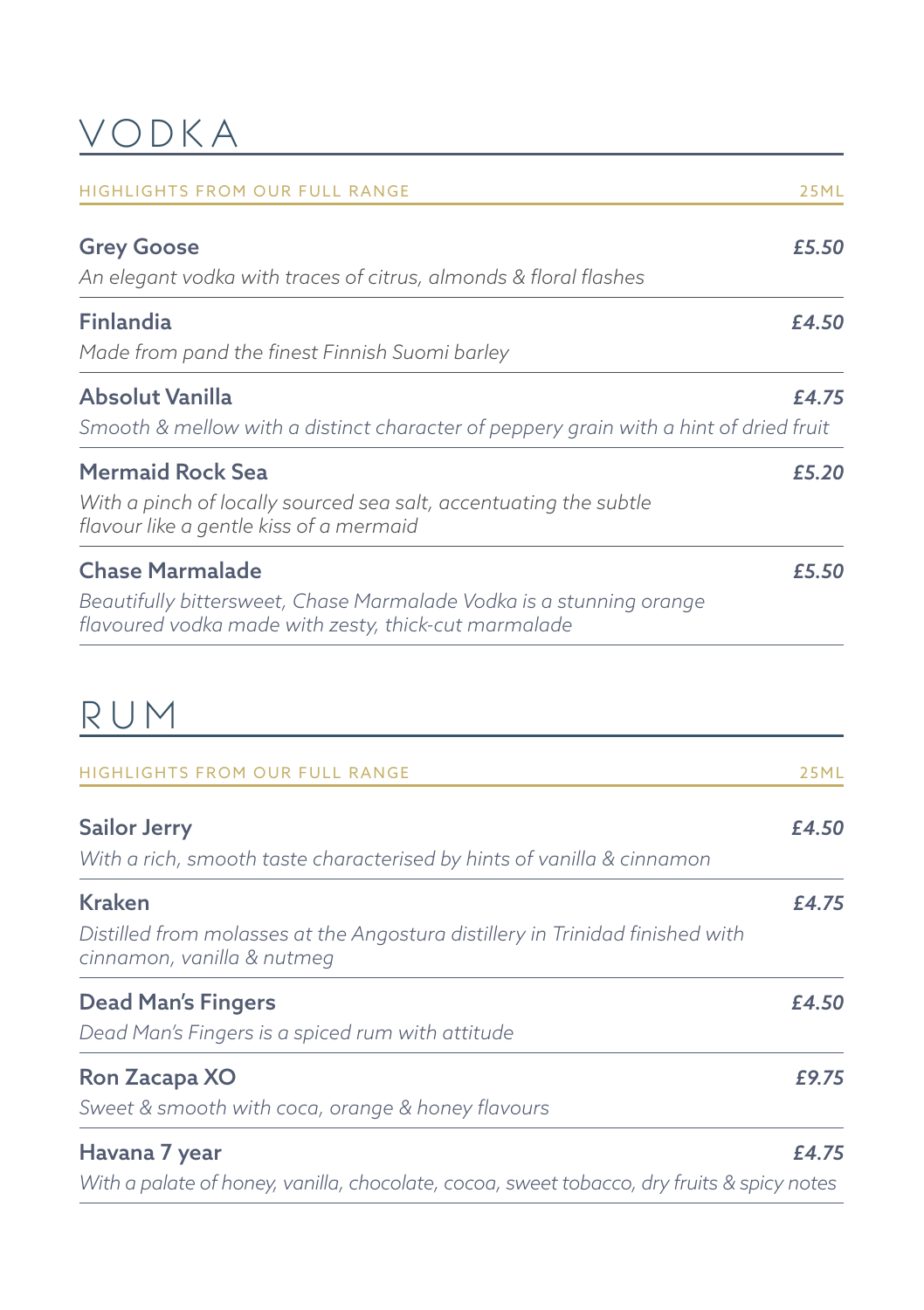# VODKA

HIGHLIGHTS FROM OUR FULL RANGE — 25ML

**Grey Goose** — ***£5.50***
*An elegant vodka with traces of citrus, almonds & floral flashes*

**Finlandia** — ***£4.50***
*Made from pand the finest Finnish Suomi barley*

**Absolut Vanilla** — ***£4.75***
*Smooth & mellow with a distinct character of peppery grain with a hint of dried fruit*

**Mermaid Rock Sea** — ***£5.20***
*With a pinch of locally sourced sea salt, accentuating the subtle flavour like a gentle kiss of a mermaid*

**Chase Marmalade** — ***£5.50***
*Beautifully bittersweet, Chase Marmalade Vodka is a stunning orange flavoured vodka made with zesty, thick-cut marmalade*

# RUM

HIGHLIGHTS FROM OUR FULL RANGE — 25ML

**Sailor Jerry** — ***£4.50***
*With a rich, smooth taste characterised by hints of vanilla & cinnamon*

**Kraken** — ***£4.75***
*Distilled from molasses at the Angostura distillery in Trinidad finished with cinnamon, vanilla & nutmeg*

**Dead Man's Fingers** — ***£4.50***
*Dead Man's Fingers is a spiced rum with attitude*

**Ron Zacapa XO** — ***£9.75***
*Sweet & smooth with coca, orange & honey flavours*

**Havana 7 year** — ***£4.75***
*With a palate of honey, vanilla, chocolate, cocoa, sweet tobacco, dry fruits & spicy notes*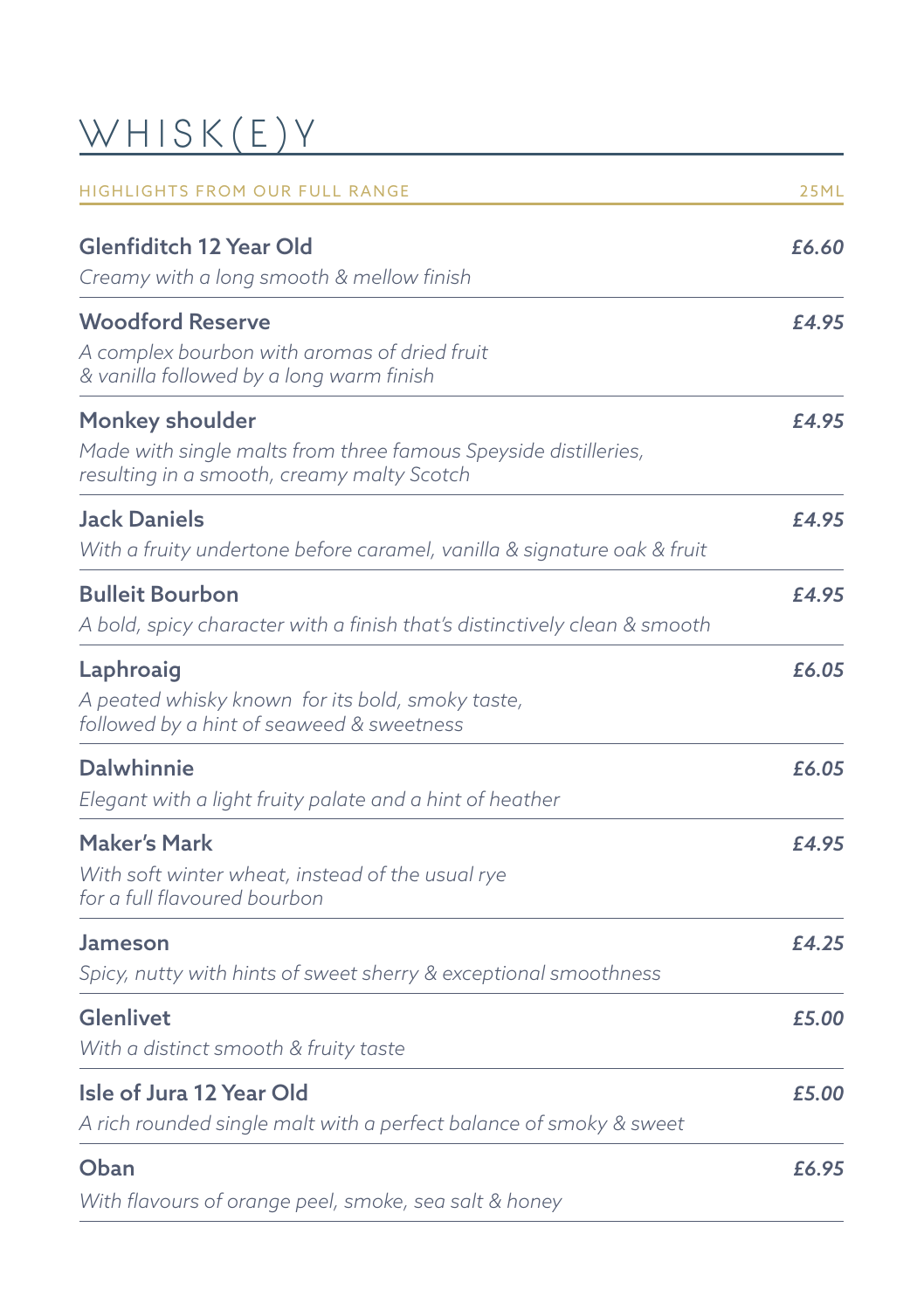# WHISK(E)Y

HIGHLIGHTS FROM OUR FULL RANGE — 25ML

**Glenfiditch 12 Year Old** — ***£6.60***
*Creamy with a long smooth & mellow finish*

**Woodford Reserve** — ***£4.95***
*A complex bourbon with aromas of dried fruit & vanilla followed by a long warm finish*

**Monkey shoulder** — ***£4.95***
*Made with single malts from three famous Speyside distilleries, resulting in a smooth, creamy malty Scotch*

**Jack Daniels** — ***£4.95***
*With a fruity undertone before caramel, vanilla & signature oak & fruit*

**Bulleit Bourbon** — ***£4.95***
*A bold, spicy character with a finish that's distinctively clean & smooth*

**Laphroaig** — ***£6.05***
*A peated whisky known for its bold, smoky taste, followed by a hint of seaweed & sweetness*

**Dalwhinnie** — ***£6.05***
*Elegant with a light fruity palate and a hint of heather*

**Maker's Mark** — ***£4.95***
*With soft winter wheat, instead of the usual rye for a full flavoured bourbon*

**Jameson** — ***£4.25***
*Spicy, nutty with hints of sweet sherry & exceptional smoothness*

**Glenlivet** — ***£5.00***
*With a distinct smooth & fruity taste*

**Isle of Jura 12 Year Old** — ***£5.00***
*A rich rounded single malt with a perfect balance of smoky & sweet*

**Oban** — ***£6.95***
*With flavours of orange peel, smoke, sea salt & honey*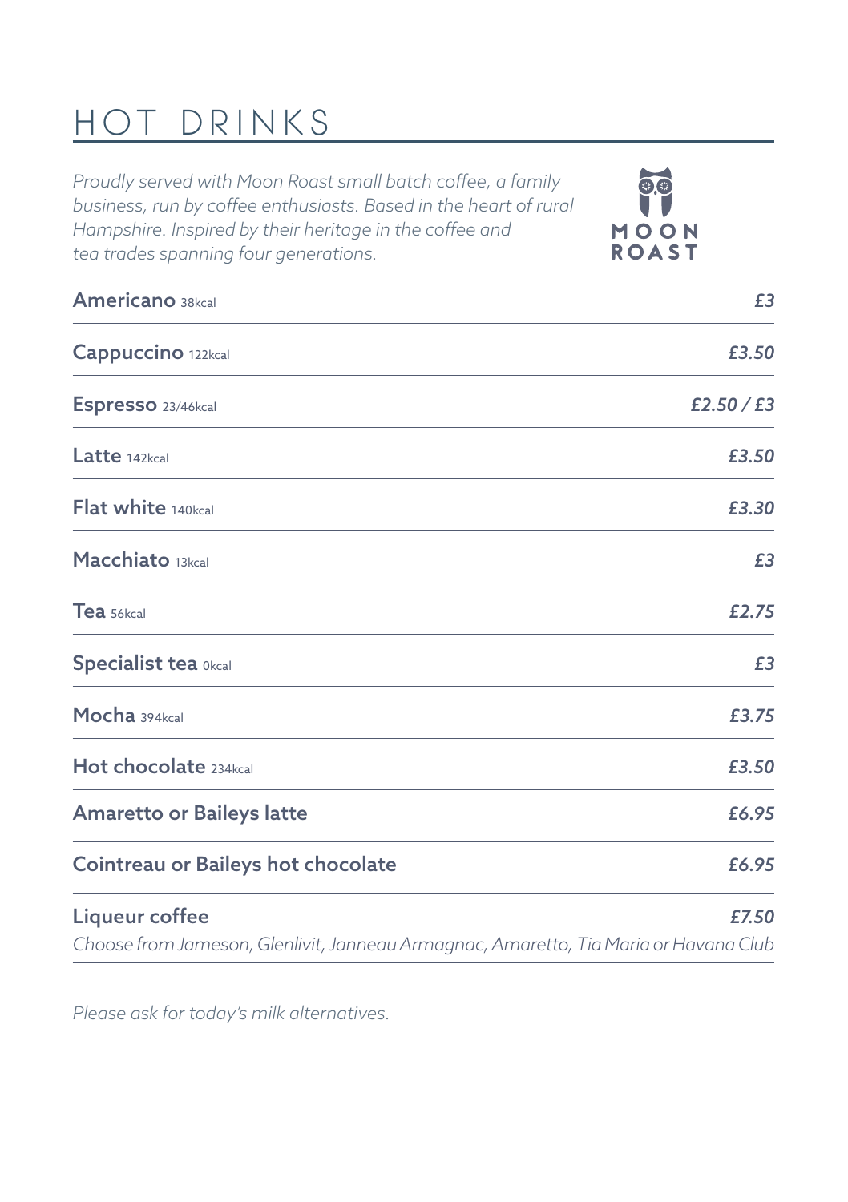# HOT DRINKS

*Proudly served with Moon Roast small batch coffee, a family business, run by coffee enthusiasts. Based in the heart of rural Hampshire. Inspired by their heritage in the coffee and tea trades spanning four generations.*

MOON ROAST

| | |
|---|---|
| **Americano** 38kcal | *£3* |
| **Cappuccino** 122kcal | *£3.50* |
| **Espresso** 23/46kcal | *£2.50 / £3* |
| **Latte** 142kcal | *£3.50* |
| **Flat white** 140kcal | *£3.30* |
| **Macchiato** 13kcal | *£3* |
| **Tea** 56kcal | *£2.75* |
| **Specialist tea** 0kcal | *£3* |
| **Mocha** 394kcal | *£3.75* |
| **Hot chocolate** 234kcal | *£3.50* |
| **Amaretto or Baileys latte** | *£6.95* |
| **Cointreau or Baileys hot chocolate** | *£6.95* |
| **Liqueur coffee** <br> *Choose from Jameson, Glenlivit, Janneau Armagnac, Amaretto, Tia Maria or Havana Club* | *£7.50* |

*Please ask for today's milk alternatives.*